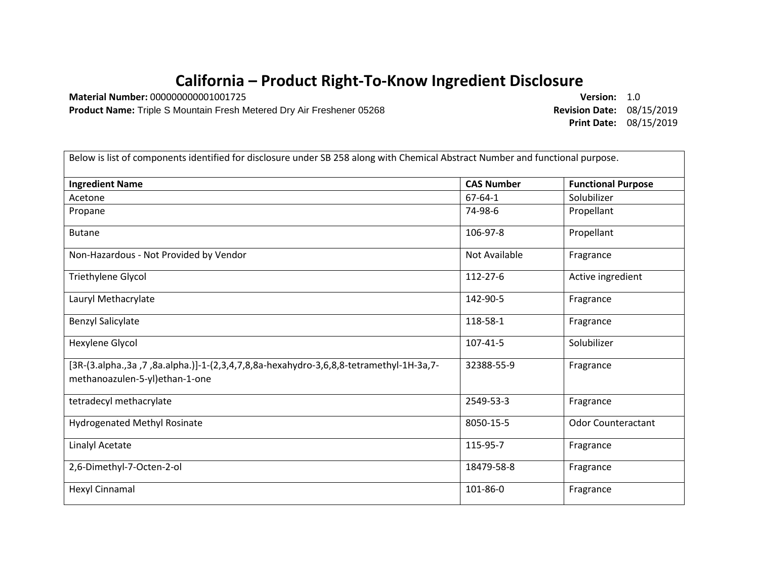# California – Product Right-To-Know Ingredient Disclosure

**Material Number:** 000000000001001725
**Product Name:** Triple S Mountain Fresh Metered Dry Air Freshener 05268

**Version:** 1.0
**Revision Date:** 08/15/2019
**Print Date:** 08/15/2019

Below is list of components identified for disclosure under SB 258 along with Chemical Abstract Number and functional purpose.

| Ingredient Name | CAS Number | Functional Purpose |
|---|---|---|
| Acetone | 67-64-1 | Solubilizer |
| Propane | 74-98-6 | Propellant |
| Butane | 106-97-8 | Propellant |
| Non-Hazardous - Not Provided by Vendor | Not Available | Fragrance |
| Triethylene Glycol | 112-27-6 | Active ingredient |
| Lauryl Methacrylate | 142-90-5 | Fragrance |
| Benzyl Salicylate | 118-58-1 | Fragrance |
| Hexylene Glycol | 107-41-5 | Solubilizer |
| [3R-(3.alpha.,3a ,7 ,8a.alpha.)]-1-(2,3,4,7,8,8a-hexahydro-3,6,8,8-tetramethyl-1H-3a,7-methanoazulen-5-yl)ethan-1-one | 32388-55-9 | Fragrance |
| tetradecyl methacrylate | 2549-53-3 | Fragrance |
| Hydrogenated Methyl Rosinate | 8050-15-5 | Odor Counteractant |
| Linalyl Acetate | 115-95-7 | Fragrance |
| 2,6-Dimethyl-7-Octen-2-ol | 18479-58-8 | Fragrance |
| Hexyl Cinnamal | 101-86-0 | Fragrance |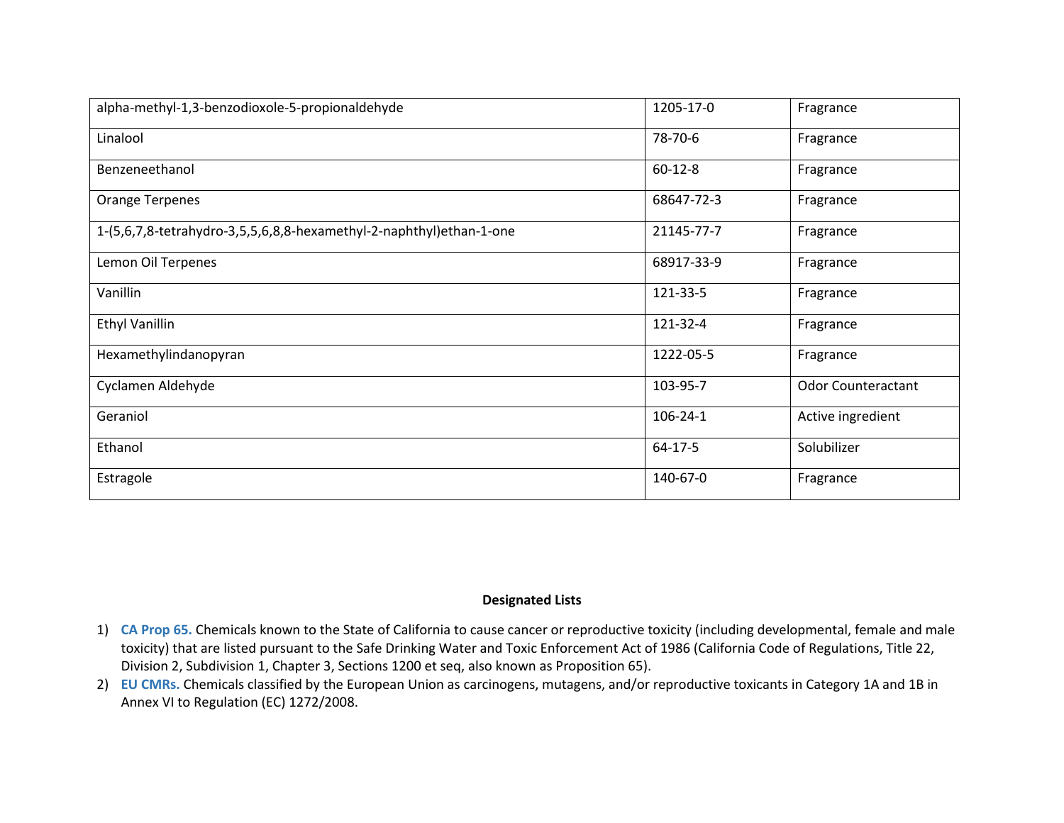| | | |
|---|---|---|
| alpha-methyl-1,3-benzodioxole-5-propionaldehyde | 1205-17-0 | Fragrance |
| Linalool | 78-70-6 | Fragrance |
| Benzeneethanol | 60-12-8 | Fragrance |
| Orange Terpenes | 68647-72-3 | Fragrance |
| 1-(5,6,7,8-tetrahydro-3,5,5,6,8,8-hexamethyl-2-naphthyl)ethan-1-one | 21145-77-7 | Fragrance |
| Lemon Oil Terpenes | 68917-33-9 | Fragrance |
| Vanillin | 121-33-5 | Fragrance |
| Ethyl Vanillin | 121-32-4 | Fragrance |
| Hexamethylindanopyran | 1222-05-5 | Fragrance |
| Cyclamen Aldehyde | 103-95-7 | Odor Counteractant |
| Geraniol | 106-24-1 | Active ingredient |
| Ethanol | 64-17-5 | Solubilizer |
| Estragole | 140-67-0 | Fragrance |

**Designated Lists**

1) **CA Prop 65.** Chemicals known to the State of California to cause cancer or reproductive toxicity (including developmental, female and male toxicity) that are listed pursuant to the Safe Drinking Water and Toxic Enforcement Act of 1986 (California Code of Regulations, Title 22, Division 2, Subdivision 1, Chapter 3, Sections 1200 et seq, also known as Proposition 65).
2) **EU CMRs.** Chemicals classified by the European Union as carcinogens, mutagens, and/or reproductive toxicants in Category 1A and 1B in Annex VI to Regulation (EC) 1272/2008.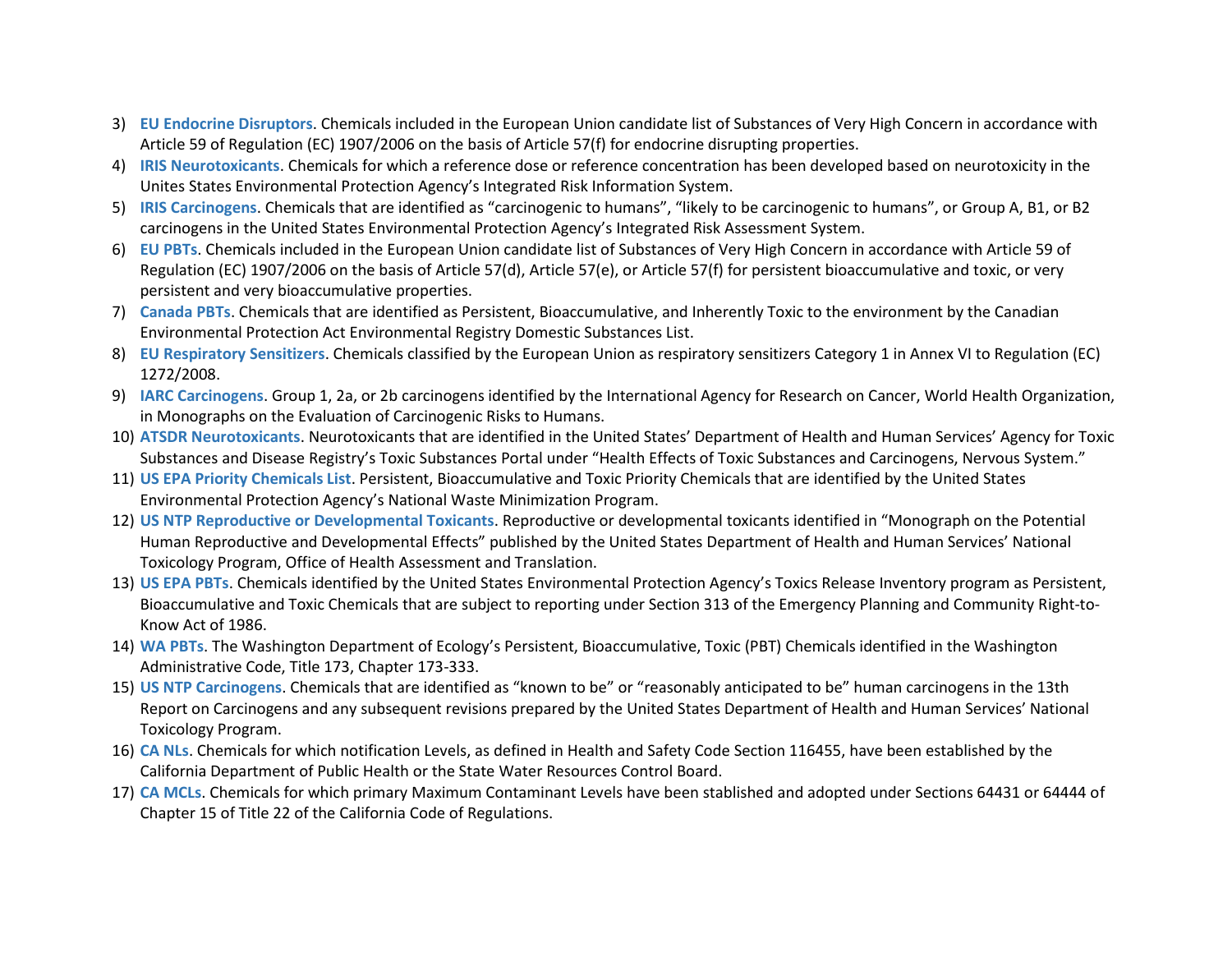3) **EU Endocrine Disruptors**. Chemicals included in the European Union candidate list of Substances of Very High Concern in accordance with Article 59 of Regulation (EC) 1907/2006 on the basis of Article 57(f) for endocrine disrupting properties.
4) **IRIS Neurotoxicants**. Chemicals for which a reference dose or reference concentration has been developed based on neurotoxicity in the Unites States Environmental Protection Agency's Integrated Risk Information System.
5) **IRIS Carcinogens**. Chemicals that are identified as "carcinogenic to humans", "likely to be carcinogenic to humans", or Group A, B1, or B2 carcinogens in the United States Environmental Protection Agency's Integrated Risk Assessment System.
6) **EU PBTs**. Chemicals included in the European Union candidate list of Substances of Very High Concern in accordance with Article 59 of Regulation (EC) 1907/2006 on the basis of Article 57(d), Article 57(e), or Article 57(f) for persistent bioaccumulative and toxic, or very persistent and very bioaccumulative properties.
7) **Canada PBTs**. Chemicals that are identified as Persistent, Bioaccumulative, and Inherently Toxic to the environment by the Canadian Environmental Protection Act Environmental Registry Domestic Substances List.
8) **EU Respiratory Sensitizers**. Chemicals classified by the European Union as respiratory sensitizers Category 1 in Annex VI to Regulation (EC) 1272/2008.
9) **IARC Carcinogens**. Group 1, 2a, or 2b carcinogens identified by the International Agency for Research on Cancer, World Health Organization, in Monographs on the Evaluation of Carcinogenic Risks to Humans.
10) **ATSDR Neurotoxicants**. Neurotoxicants that are identified in the United States' Department of Health and Human Services' Agency for Toxic Substances and Disease Registry's Toxic Substances Portal under "Health Effects of Toxic Substances and Carcinogens, Nervous System."
11) **US EPA Priority Chemicals List**. Persistent, Bioaccumulative and Toxic Priority Chemicals that are identified by the United States Environmental Protection Agency's National Waste Minimization Program.
12) **US NTP Reproductive or Developmental Toxicants**. Reproductive or developmental toxicants identified in "Monograph on the Potential Human Reproductive and Developmental Effects" published by the United States Department of Health and Human Services' National Toxicology Program, Office of Health Assessment and Translation.
13) **US EPA PBTs**. Chemicals identified by the United States Environmental Protection Agency's Toxics Release Inventory program as Persistent, Bioaccumulative and Toxic Chemicals that are subject to reporting under Section 313 of the Emergency Planning and Community Right-to-Know Act of 1986.
14) **WA PBTs**. The Washington Department of Ecology's Persistent, Bioaccumulative, Toxic (PBT) Chemicals identified in the Washington Administrative Code, Title 173, Chapter 173-333.
15) **US NTP Carcinogens**. Chemicals that are identified as "known to be" or "reasonably anticipated to be" human carcinogens in the 13th Report on Carcinogens and any subsequent revisions prepared by the United States Department of Health and Human Services' National Toxicology Program.
16) **CA NLs**. Chemicals for which notification Levels, as defined in Health and Safety Code Section 116455, have been established by the California Department of Public Health or the State Water Resources Control Board.
17) **CA MCLs**. Chemicals for which primary Maximum Contaminant Levels have been stablished and adopted under Sections 64431 or 64444 of Chapter 15 of Title 22 of the California Code of Regulations.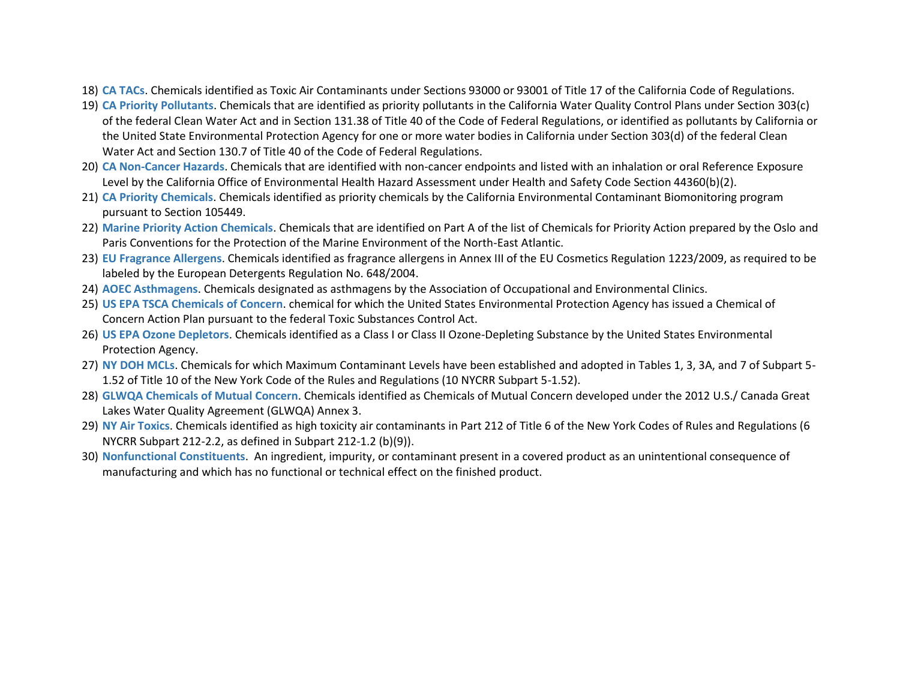18) **CA TACs**. Chemicals identified as Toxic Air Contaminants under Sections 93000 or 93001 of Title 17 of the California Code of Regulations.
19) **CA Priority Pollutants**. Chemicals that are identified as priority pollutants in the California Water Quality Control Plans under Section 303(c) of the federal Clean Water Act and in Section 131.38 of Title 40 of the Code of Federal Regulations, or identified as pollutants by California or the United State Environmental Protection Agency for one or more water bodies in California under Section 303(d) of the federal Clean Water Act and Section 130.7 of Title 40 of the Code of Federal Regulations.
20) **CA Non-Cancer Hazards**. Chemicals that are identified with non-cancer endpoints and listed with an inhalation or oral Reference Exposure Level by the California Office of Environmental Health Hazard Assessment under Health and Safety Code Section 44360(b)(2).
21) **CA Priority Chemicals**. Chemicals identified as priority chemicals by the California Environmental Contaminant Biomonitoring program pursuant to Section 105449.
22) **Marine Priority Action Chemicals**. Chemicals that are identified on Part A of the list of Chemicals for Priority Action prepared by the Oslo and Paris Conventions for the Protection of the Marine Environment of the North-East Atlantic.
23) **EU Fragrance Allergens**. Chemicals identified as fragrance allergens in Annex III of the EU Cosmetics Regulation 1223/2009, as required to be labeled by the European Detergents Regulation No. 648/2004.
24) **AOEC Asthmagens**. Chemicals designated as asthmagens by the Association of Occupational and Environmental Clinics.
25) **US EPA TSCA Chemicals of Concern**. chemical for which the United States Environmental Protection Agency has issued a Chemical of Concern Action Plan pursuant to the federal Toxic Substances Control Act.
26) **US EPA Ozone Depletors**. Chemicals identified as a Class I or Class II Ozone-Depleting Substance by the United States Environmental Protection Agency.
27) **NY DOH MCLs**. Chemicals for which Maximum Contaminant Levels have been established and adopted in Tables 1, 3, 3A, and 7 of Subpart 5-1.52 of Title 10 of the New York Code of the Rules and Regulations (10 NYCRR Subpart 5-1.52).
28) **GLWQA Chemicals of Mutual Concern**. Chemicals identified as Chemicals of Mutual Concern developed under the 2012 U.S./ Canada Great Lakes Water Quality Agreement (GLWQA) Annex 3.
29) **NY Air Toxics**. Chemicals identified as high toxicity air contaminants in Part 212 of Title 6 of the New York Codes of Rules and Regulations (6 NYCRR Subpart 212-2.2, as defined in Subpart 212-1.2 (b)(9)).
30) **Nonfunctional Constituents**. An ingredient, impurity, or contaminant present in a covered product as an unintentional consequence of manufacturing and which has no functional or technical effect on the finished product.